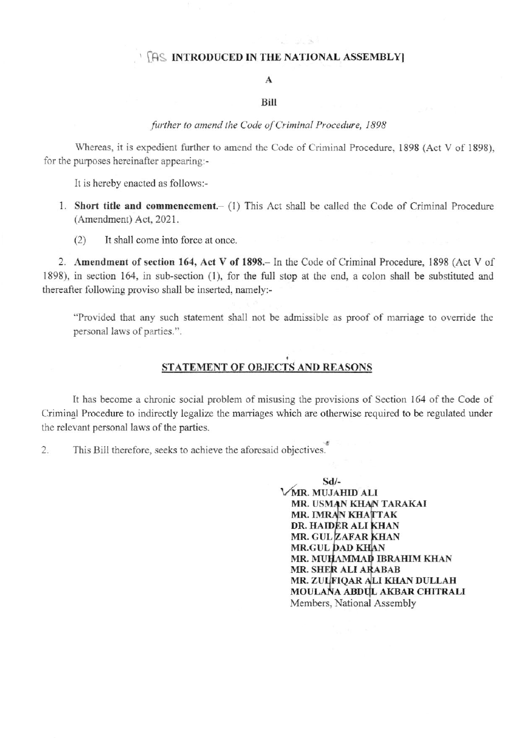**[AS INTRODUCED IN THE NATIONAL ASSEMBLY]**

**A**

**Bill**

*further to amend the Code of Criminal Procedure, 1898*

Whereas, it is expedient further to amend the Code of Criminal Procedure, 1898 (Act V of 1898), for the purposes hereinafter appearing:-

It is hereby enacted as follows:-

1. **Short title and commencement.**– (1) This Act shall be called the Code of Criminal Procedure (Amendment) Act, 2021.

   (2) It shall come into force at once.

2. **Amendment of section 164, Act V of 1898.**– In the Code of Criminal Procedure, 1898 (Act V of 1898), in section 164, in sub-section (1), for the full stop at the end, a colon shall be substituted and thereafter following proviso shall be inserted, namely:-

   "Provided that any such statement shall not be admissible as proof of marriage to override the personal laws of parties.".

## STATEMENT OF OBJECTS AND REASONS

It has become a chronic social problem of misusing the provisions of Section 164 of the Code of Criminal Procedure to indirectly legalize the marriages which are otherwise required to be regulated under the relevant personal laws of the parties.

2. This Bill therefore, seeks to achieve the aforesaid objectives.

**Sd/-**
**MR. MUJAHID ALI**
**MR. USMAN KHAN TARAKAI**
**MR. IMRAN KHATTAK**
**DR. HAIDER ALI KHAN**
**MR. GUL ZAFAR KHAN**
**MR. GUL DAD KHAN**
**MR. MUHAMMAD IBRAHIM KHAN**
**MR. SHER ALI ARABAB**
**MR. ZULFIQAR ALI KHAN DULLAH**
**MOULANA ABDUL AKBAR CHITRALI**
Members, National Assembly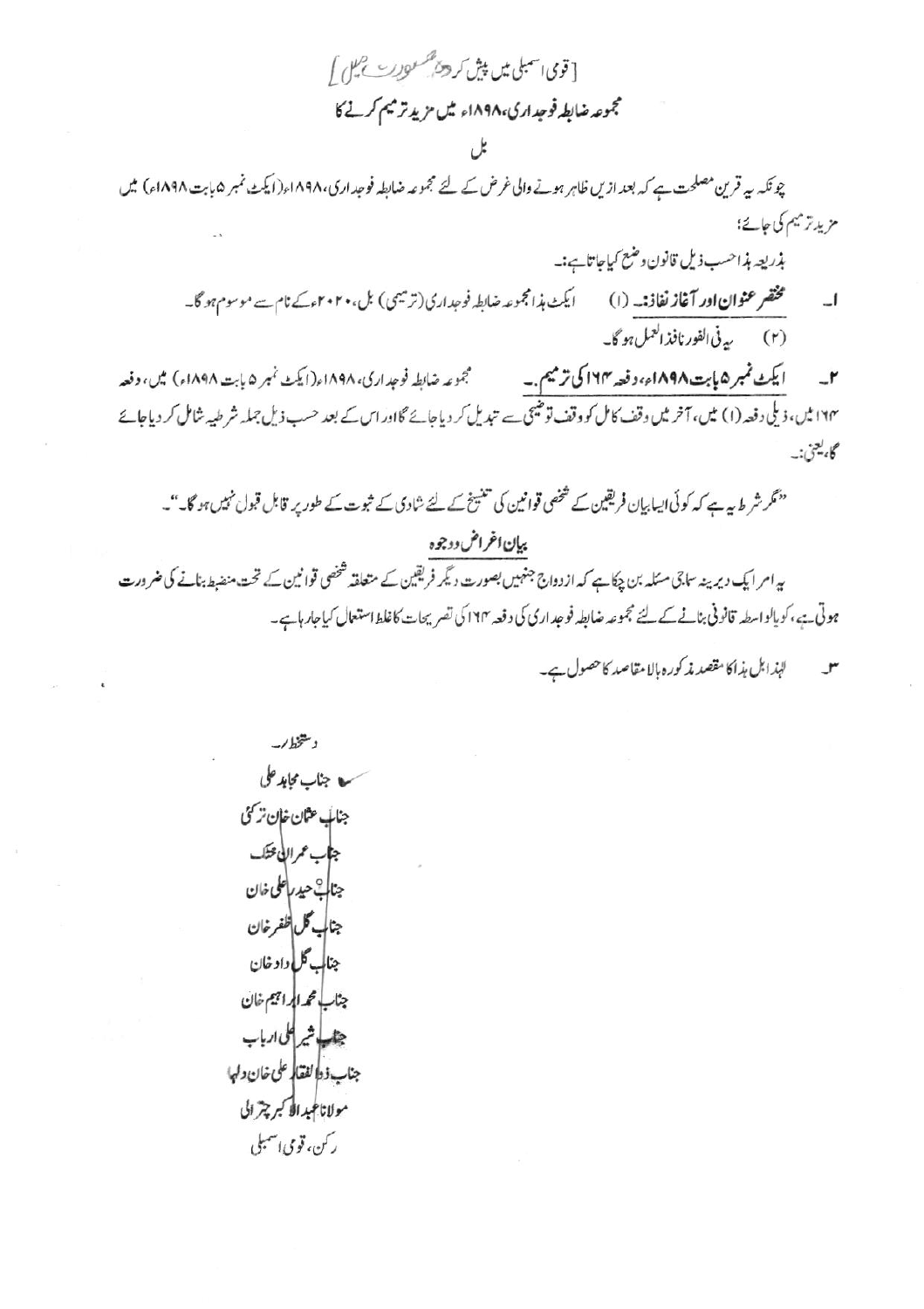[قومی اسمبلی میں پیش کردہ صورت میں]

## مجموعہ ضابطہ فوجداری، ۱۸۹۸ء میں مزید ترمیم کرنے کا

## بل

چونکہ یہ قرین مصلحت ہے کہ بعد ازیں ظاہر ہونے والی غرض کے لئے مجموعہ ضابطہ فوجداری، ۱۸۹۸ء (ایکٹ نمبر ۵ بابت ۱۸۹۸ء) میں مزید ترمیم کی جائے؛

بذریعہ ہذا حسب ذیل قانون وضع کیا جاتا ہے:۔

۱۔ **مختصر عنوان اور آغاز نفاذ:۔** (۱) ایکٹ ہذا مجموعہ ضابطہ فوجداری (ترمیمی) بل، ۲۰۲۰ء کے نام سے موسوم ہو گا۔

(۲) یہ فی الفور نافذ العمل ہو گا۔

۲۔ **ایکٹ نمبر ۵ بابت ۱۸۹۸ء، دفعہ ۱۶۴ کی ترمیم:۔** مجموعہ ضابطہ فوجداری، ۱۸۹۸ء (ایکٹ نمبر ۵ بابت ۱۸۹۸ء) میں، دفعہ ۱۶۴ میں، ذیلی دفعہ (۱) میں، آخر میں وقف کامل کو وقف توضیحی سے تبدیل کر دیا جائے گا اور اس کے بعد حسب ذیل جملہ شرطیہ شامل کر دیا جائے گا، یعنی:۔

"مگر شرط یہ ہے کہ کوئی ایسا بیان فریقین کے شخصی قوانین کی تنسیخ کے لئے شادی کے ثبوت کے طور پر قابل قبول نہیں ہو گا۔"

## بیان اغراض و وجوہ

یہ امر ایک دیرینہ سماجی مسئلہ بن چکا ہے کہ ازدواج جنہیں بصورت دیگر فریقین کے متعلقہ شخصی قوانین کے تحت منضبط بنانے کی ضرورت ہوتی ہے، کو بالواسطہ قانونی بنانے کے لئے مجموعہ ضابطہ فوجداری کی دفعہ ۱۶۴ کی تصریحات کا غلط استعمال کیا جا رہا ہے۔

۳۔ لہٰذا بل ہذا کا مقصد مذکورہ بالا مقاصد کا حصول ہے۔

دستخط/۔

جناب مجاہد علی

جناب عثمان خان ترکئی

جناب عمران خٹک

جناب حیدر علی خان

جناب گل ظفر خان

جناب گل داد خان

جناب محمد ابراہیم خان

جناب شیر علی ارباب

جناب ذوالفقار علی خان دلہا

مولانا عبدالاکبر چترالی

رکن، قومی اسمبلی